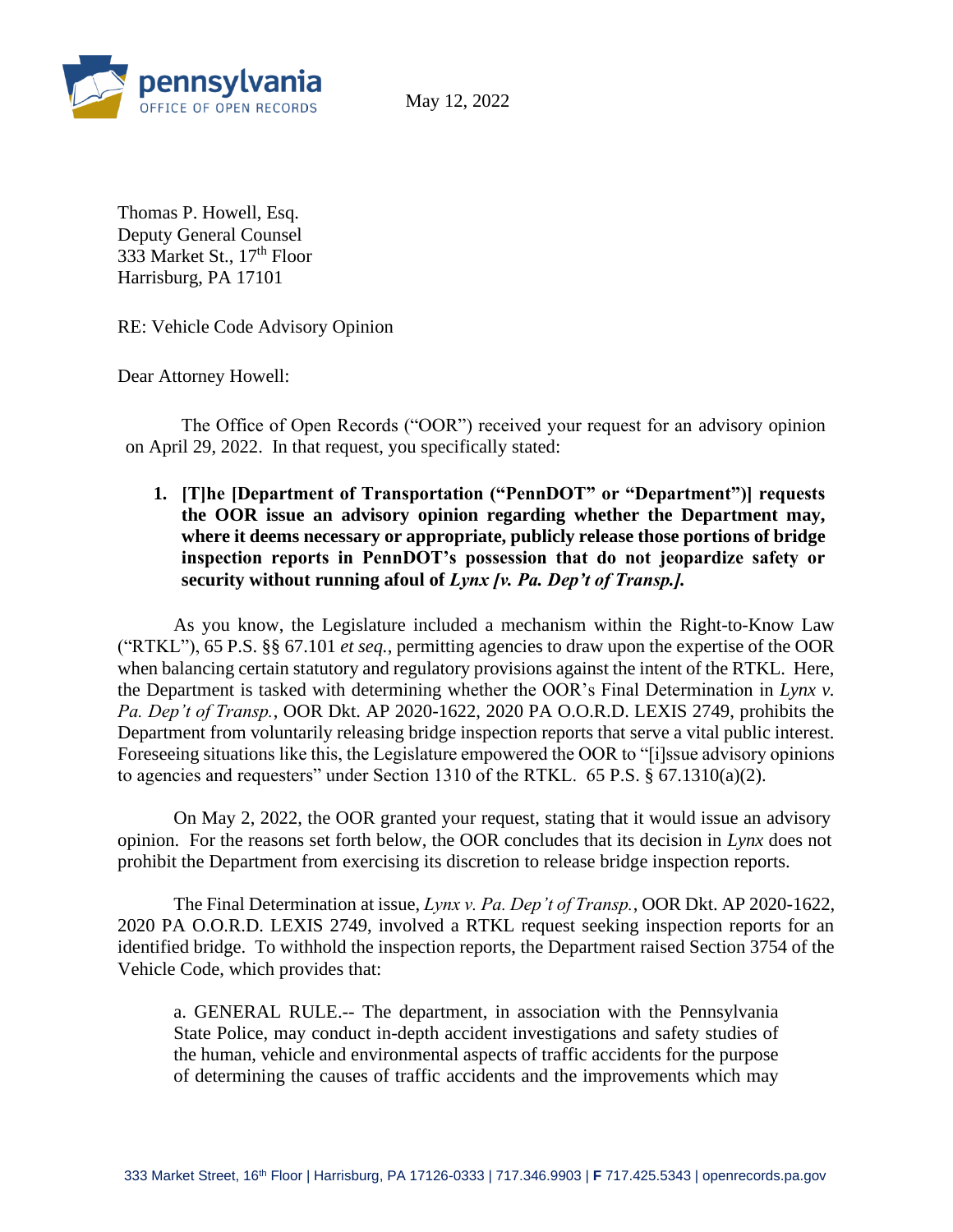May 12, 2022

Thomas P. Howell, Esq.
Deputy General Counsel
333 Market St., 17th Floor
Harrisburg, PA 17101

RE: Vehicle Code Advisory Opinion

Dear Attorney Howell:

The Office of Open Records ("OOR") received your request for an advisory opinion on April 29, 2022. In that request, you specifically stated:

1. **[T]he [Department of Transportation ("PennDOT" or "Department")] requests the OOR issue an advisory opinion regarding whether the Department may, where it deems necessary or appropriate, publicly release those portions of bridge inspection reports in PennDOT's possession that do not jeopardize safety or security without running afoul of *Lynx [v. Pa. Dep't of Transp.].***

As you know, the Legislature included a mechanism within the Right-to-Know Law ("RTKL"), 65 P.S. §§ 67.101 *et seq.*, permitting agencies to draw upon the expertise of the OOR when balancing certain statutory and regulatory provisions against the intent of the RTKL. Here, the Department is tasked with determining whether the OOR's Final Determination in *Lynx v. Pa. Dep't of Transp.*, OOR Dkt. AP 2020-1622, 2020 PA O.O.R.D. LEXIS 2749, prohibits the Department from voluntarily releasing bridge inspection reports that serve a vital public interest. Foreseeing situations like this, the Legislature empowered the OOR to "[i]ssue advisory opinions to agencies and requesters" under Section 1310 of the RTKL. 65 P.S. § 67.1310(a)(2).

On May 2, 2022, the OOR granted your request, stating that it would issue an advisory opinion. For the reasons set forth below, the OOR concludes that its decision in *Lynx* does not prohibit the Department from exercising its discretion to release bridge inspection reports.

The Final Determination at issue, *Lynx v. Pa. Dep't of Transp.*, OOR Dkt. AP 2020-1622, 2020 PA O.O.R.D. LEXIS 2749, involved a RTKL request seeking inspection reports for an identified bridge. To withhold the inspection reports, the Department raised Section 3754 of the Vehicle Code, which provides that:

> a. GENERAL RULE.-- The department, in association with the Pennsylvania State Police, may conduct in-depth accident investigations and safety studies of the human, vehicle and environmental aspects of traffic accidents for the purpose of determining the causes of traffic accidents and the improvements which may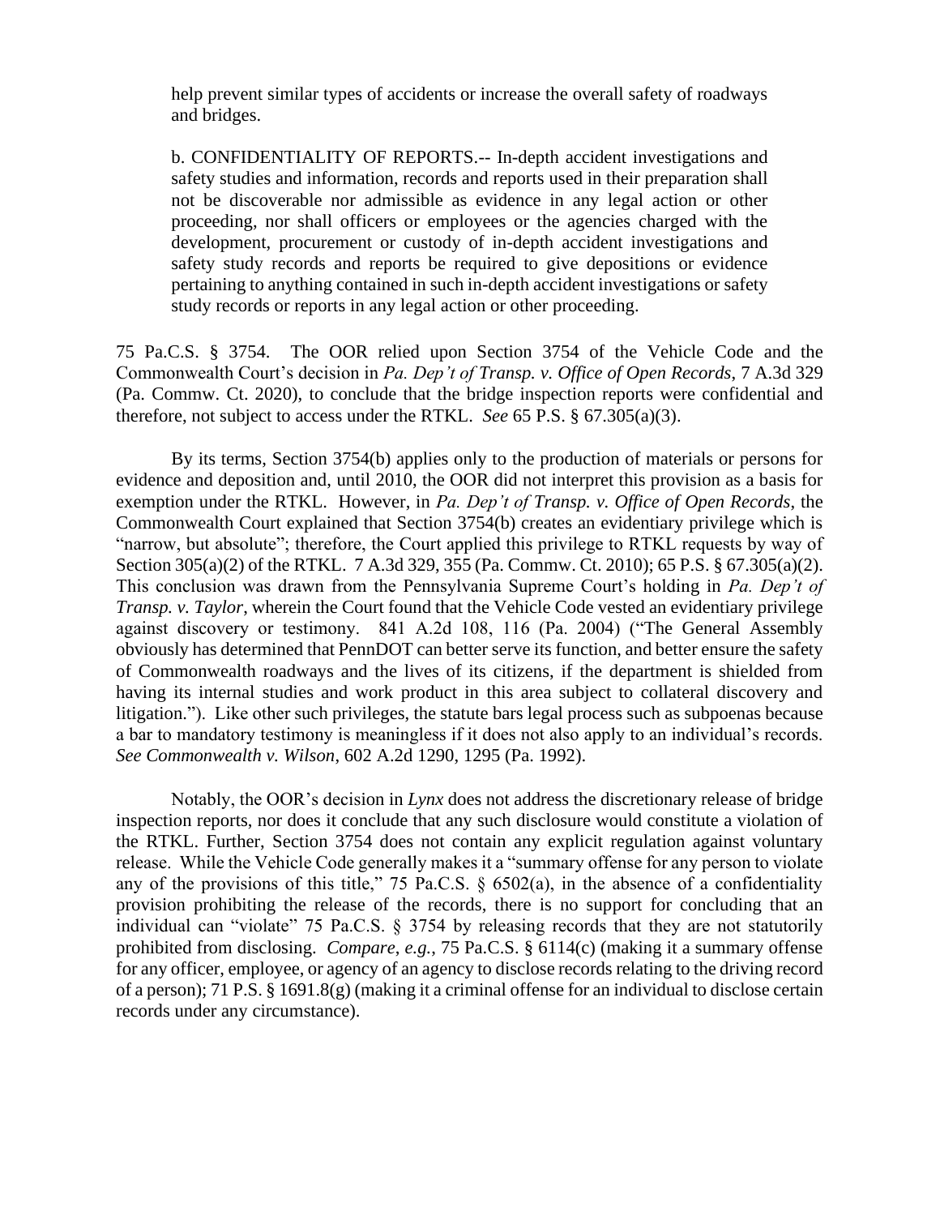> help prevent similar types of accidents or increase the overall safety of roadways and bridges.
>
> b. CONFIDENTIALITY OF REPORTS.-- In-depth accident investigations and safety studies and information, records and reports used in their preparation shall not be discoverable nor admissible as evidence in any legal action or other proceeding, nor shall officers or employees or the agencies charged with the development, procurement or custody of in-depth accident investigations and safety study records and reports be required to give depositions or evidence pertaining to anything contained in such in-depth accident investigations or safety study records or reports in any legal action or other proceeding.

75 Pa.C.S. § 3754. The OOR relied upon Section 3754 of the Vehicle Code and the Commonwealth Court's decision in *Pa. Dep't of Transp. v. Office of Open Records*, 7 A.3d 329 (Pa. Commw. Ct. 2020), to conclude that the bridge inspection reports were confidential and therefore, not subject to access under the RTKL. *See* 65 P.S. § 67.305(a)(3).

By its terms, Section 3754(b) applies only to the production of materials or persons for evidence and deposition and, until 2010, the OOR did not interpret this provision as a basis for exemption under the RTKL. However, in *Pa. Dep't of Transp. v. Office of Open Records*, the Commonwealth Court explained that Section 3754(b) creates an evidentiary privilege which is "narrow, but absolute"; therefore, the Court applied this privilege to RTKL requests by way of Section 305(a)(2) of the RTKL. 7 A.3d 329, 355 (Pa. Commw. Ct. 2010); 65 P.S. § 67.305(a)(2). This conclusion was drawn from the Pennsylvania Supreme Court's holding in *Pa. Dep't of Transp. v. Taylor*, wherein the Court found that the Vehicle Code vested an evidentiary privilege against discovery or testimony. 841 A.2d 108, 116 (Pa. 2004) ("The General Assembly obviously has determined that PennDOT can better serve its function, and better ensure the safety of Commonwealth roadways and the lives of its citizens, if the department is shielded from having its internal studies and work product in this area subject to collateral discovery and litigation."). Like other such privileges, the statute bars legal process such as subpoenas because a bar to mandatory testimony is meaningless if it does not also apply to an individual's records. *See Commonwealth v. Wilson*, 602 A.2d 1290, 1295 (Pa. 1992).

Notably, the OOR's decision in *Lynx* does not address the discretionary release of bridge inspection reports, nor does it conclude that any such disclosure would constitute a violation of the RTKL. Further, Section 3754 does not contain any explicit regulation against voluntary release. While the Vehicle Code generally makes it a "summary offense for any person to violate any of the provisions of this title," 75 Pa.C.S. § 6502(a), in the absence of a confidentiality provision prohibiting the release of the records, there is no support for concluding that an individual can "violate" 75 Pa.C.S. § 3754 by releasing records that they are not statutorily prohibited from disclosing. *Compare, e.g.*, 75 Pa.C.S. § 6114(c) (making it a summary offense for any officer, employee, or agency of an agency to disclose records relating to the driving record of a person); 71 P.S. § 1691.8(g) (making it a criminal offense for an individual to disclose certain records under any circumstance).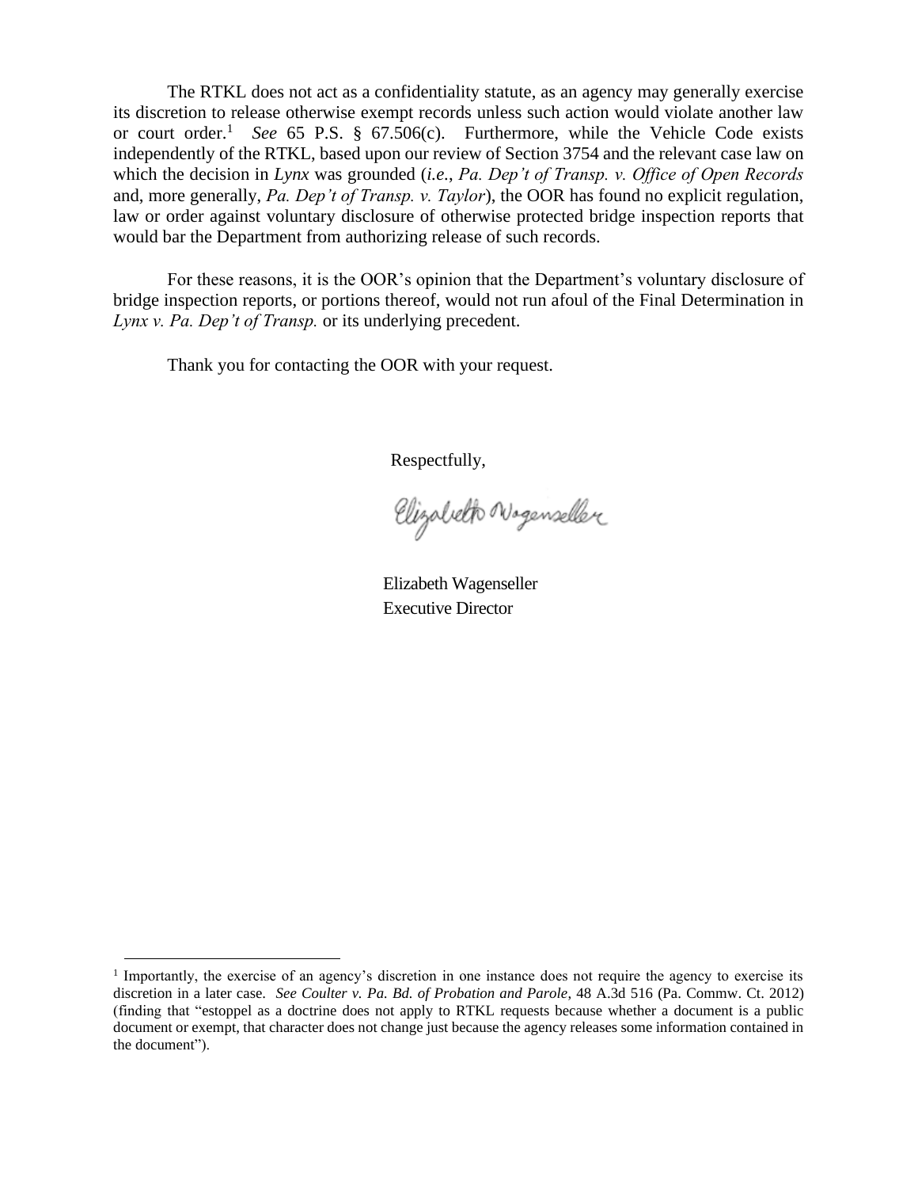The RTKL does not act as a confidentiality statute, as an agency may generally exercise its discretion to release otherwise exempt records unless such action would violate another law or court order.[1] *See* 65 P.S. § 67.506(c). Furthermore, while the Vehicle Code exists independently of the RTKL, based upon our review of Section 3754 and the relevant case law on which the decision in *Lynx* was grounded (*i.e.*, *Pa. Dep't of Transp. v. Office of Open Records* and, more generally, *Pa. Dep't of Transp. v. Taylor*), the OOR has found no explicit regulation, law or order against voluntary disclosure of otherwise protected bridge inspection reports that would bar the Department from authorizing release of such records.

For these reasons, it is the OOR's opinion that the Department's voluntary disclosure of bridge inspection reports, or portions thereof, would not run afoul of the Final Determination in *Lynx v. Pa. Dep't of Transp.* or its underlying precedent.

Thank you for contacting the OOR with your request.

Respectfully,

Elizabeth Wagenseller

Elizabeth Wagenseller
Executive Director

---

[1] Importantly, the exercise of an agency's discretion in one instance does not require the agency to exercise its discretion in a later case. *See Coulter v. Pa. Bd. of Probation and Parole*, 48 A.3d 516 (Pa. Commw. Ct. 2012) (finding that "estoppel as a doctrine does not apply to RTKL requests because whether a document is a public document or exempt, that character does not change just because the agency releases some information contained in the document").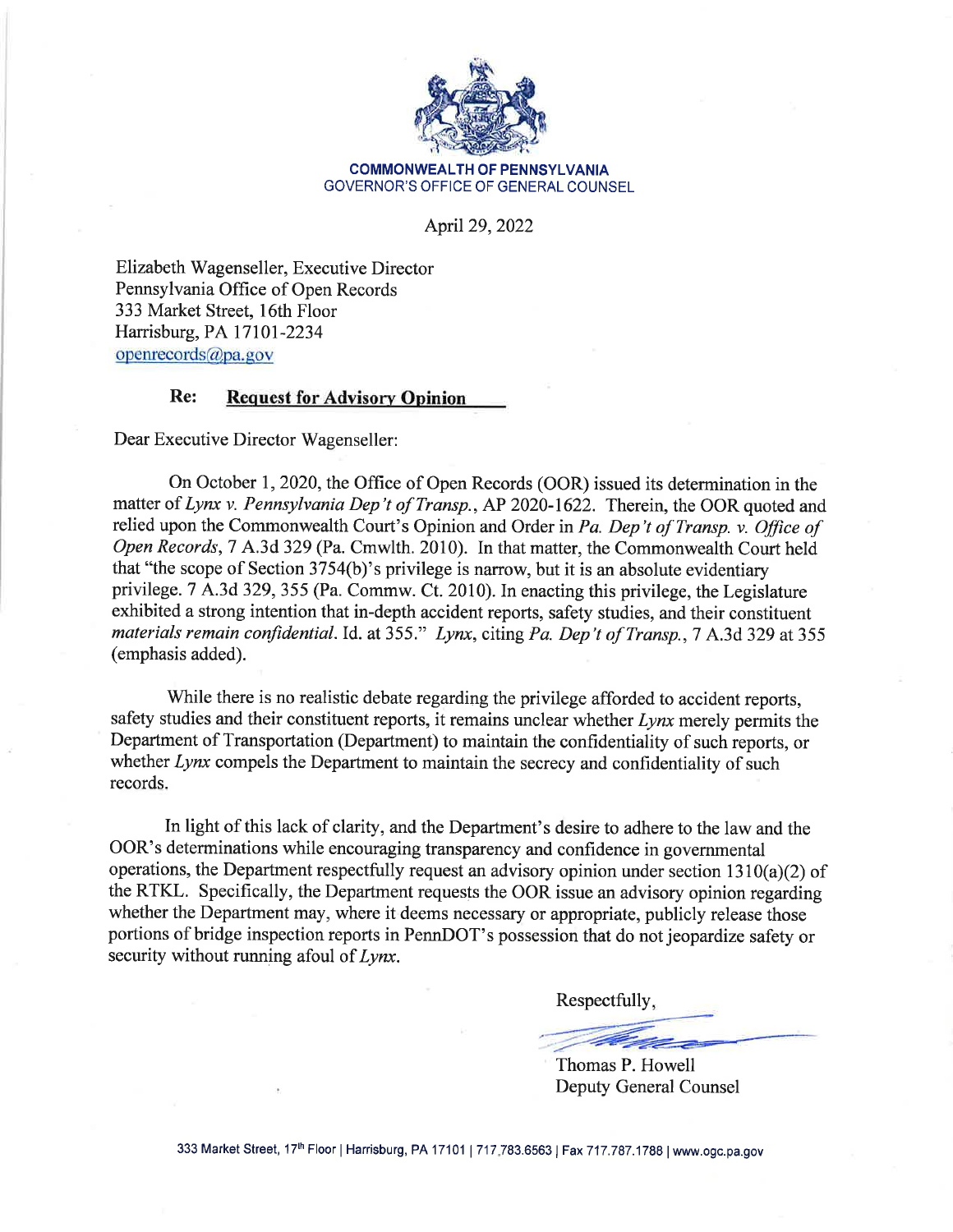**COMMONWEALTH OF PENNSYLVANIA**
GOVERNOR'S OFFICE OF GENERAL COUNSEL

April 29, 2022

Elizabeth Wagenseller, Executive Director
Pennsylvania Office of Open Records
333 Market Street, 16th Floor
Harrisburg, PA 17101-2234
openrecords@pa.gov

**Re: Request for Advisory Opinion**

Dear Executive Director Wagenseller:

On October 1, 2020, the Office of Open Records (OOR) issued its determination in the matter of *Lynx v. Pennsylvania Dep't of Transp.*, AP 2020-1622. Therein, the OOR quoted and relied upon the Commonwealth Court's Opinion and Order in *Pa. Dep't of Transp. v. Office of Open Records*, 7 A.3d 329 (Pa. Cmwlth. 2010). In that matter, the Commonwealth Court held that "the scope of Section 3754(b)'s privilege is narrow, but it is an absolute evidentiary privilege. 7 A.3d 329, 355 (Pa. Commw. Ct. 2010). In enacting this privilege, the Legislature exhibited a strong intention that in-depth accident reports, safety studies, and their constituent *materials remain confidential*. Id. at 355." *Lynx*, citing *Pa. Dep't of Transp.*, 7 A.3d 329 at 355 (emphasis added).

While there is no realistic debate regarding the privilege afforded to accident reports, safety studies and their constituent reports, it remains unclear whether *Lynx* merely permits the Department of Transportation (Department) to maintain the confidentiality of such reports, or whether *Lynx* compels the Department to maintain the secrecy and confidentiality of such records.

In light of this lack of clarity, and the Department's desire to adhere to the law and the OOR's determinations while encouraging transparency and confidence in governmental operations, the Department respectfully request an advisory opinion under section 1310(a)(2) of the RTKL. Specifically, the Department requests the OOR issue an advisory opinion regarding whether the Department may, where it deems necessary or appropriate, publicly release those portions of bridge inspection reports in PennDOT's possession that do not jeopardize safety or security without running afoul of *Lynx*.

Respectfully,

Thomas P. Howell
Deputy General Counsel

333 Market Street, 17th Floor | Harrisburg, PA 17101 | 717.783.6563 | Fax 717.787.1788 | www.ogc.pa.gov